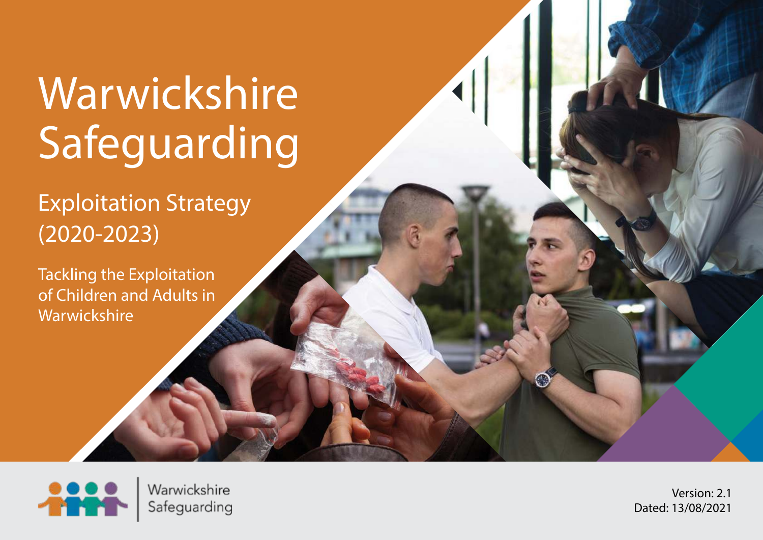# Warwickshire Safeguarding

## Exploitation Strategy (2020-2023)

Tackling the Exploitation of Children and Adults in Warwickshire

Warwickshire Safeguarding

Version: 2.1
Dated: 13/08/2021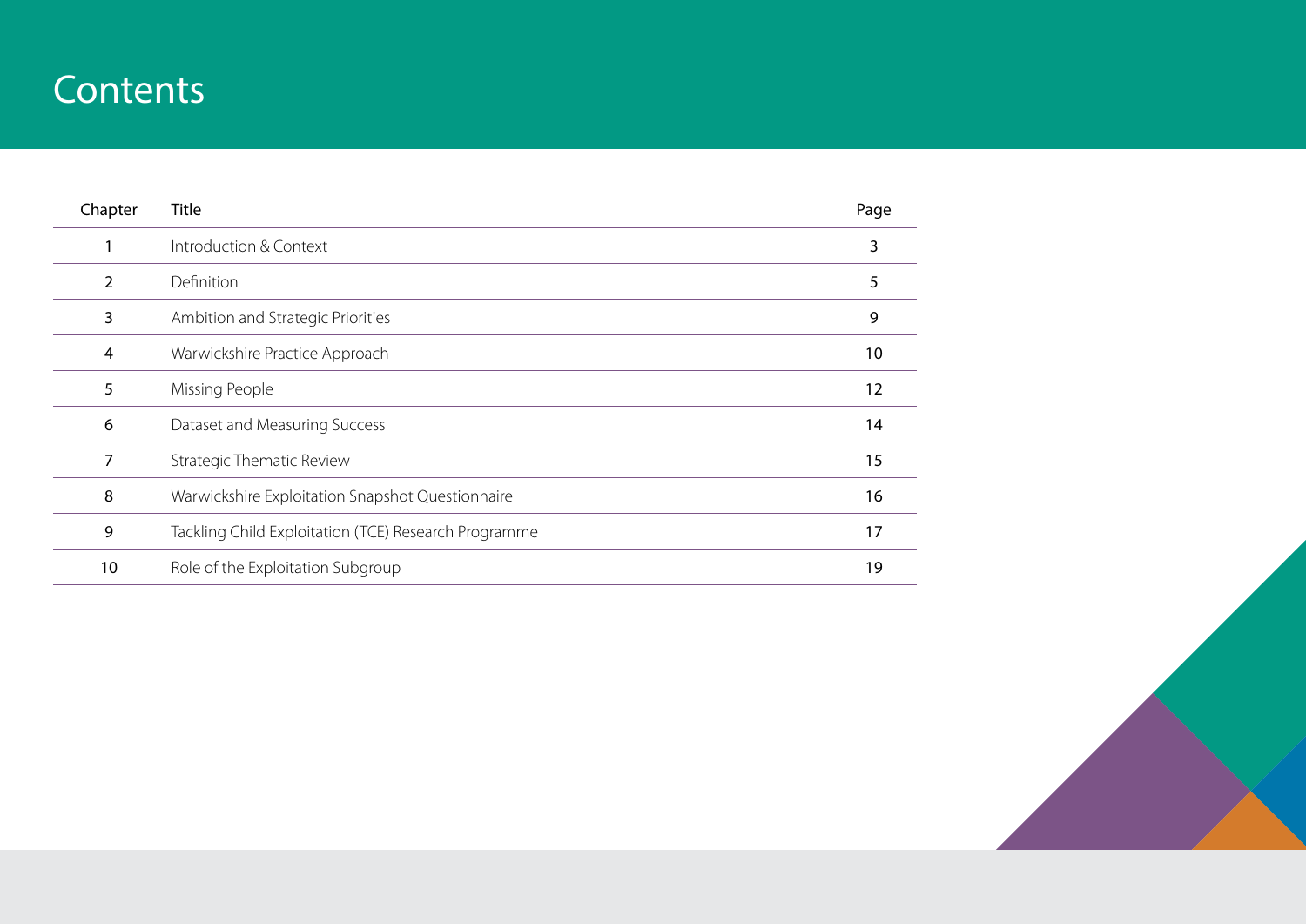# Contents

| Chapter | Title | Page |
| --- | --- | --- |
| 1 | Introduction & Context | 3 |
| 2 | Definition | 5 |
| 3 | Ambition and Strategic Priorities | 9 |
| 4 | Warwickshire Practice Approach | 10 |
| 5 | Missing People | 12 |
| 6 | Dataset and Measuring Success | 14 |
| 7 | Strategic Thematic Review | 15 |
| 8 | Warwickshire Exploitation Snapshot Questionnaire | 16 |
| 9 | Tackling Child Exploitation (TCE) Research Programme | 17 |
| 10 | Role of the Exploitation Subgroup | 19 |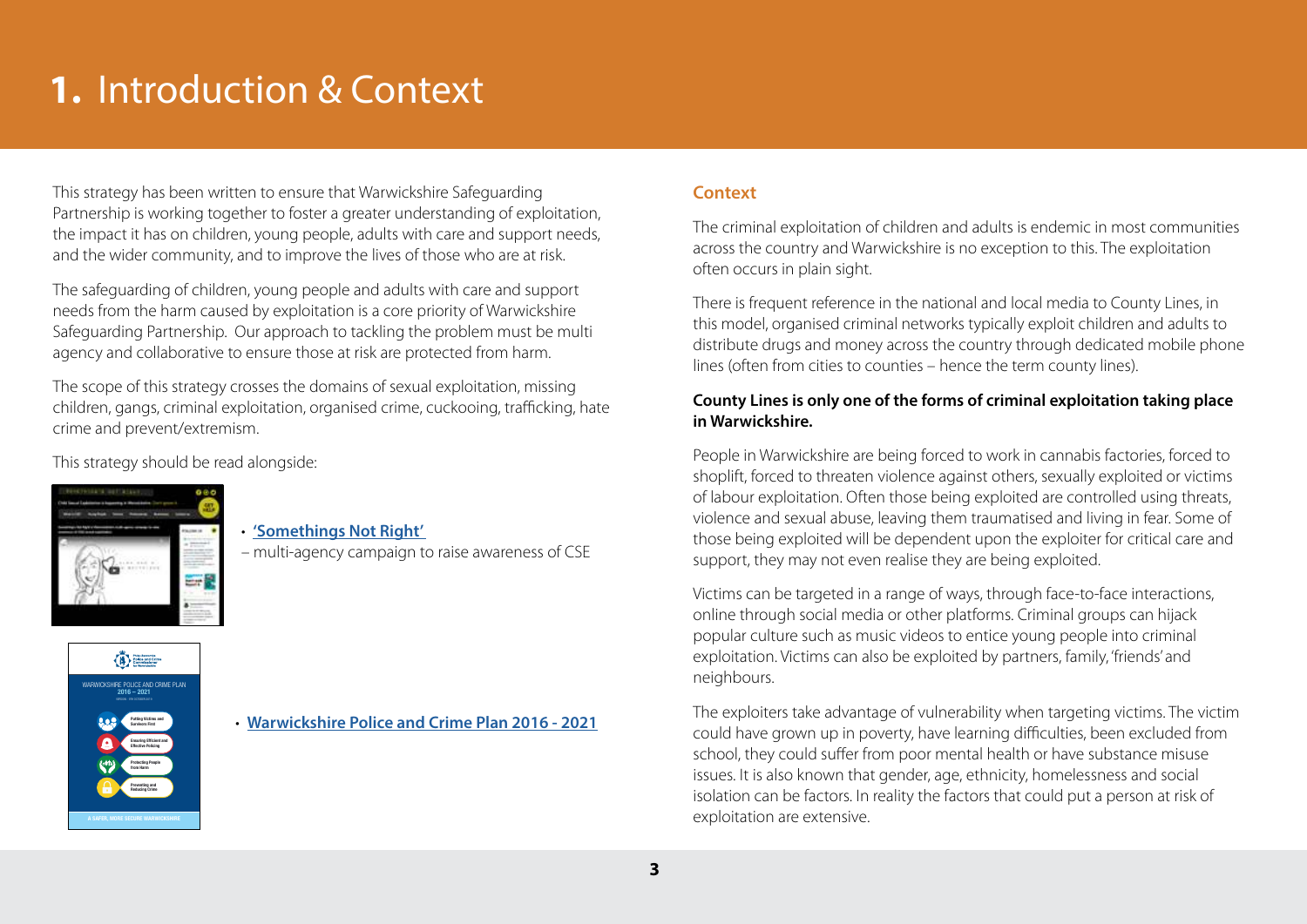# 1. Introduction & Context

This strategy has been written to ensure that Warwickshire Safeguarding Partnership is working together to foster a greater understanding of exploitation, the impact it has on children, young people, adults with care and support needs, and the wider community, and to improve the lives of those who are at risk.

The safeguarding of children, young people and adults with care and support needs from the harm caused by exploitation is a core priority of Warwickshire Safeguarding Partnership. Our approach to tackling the problem must be multi agency and collaborative to ensure those at risk are protected from harm.

The scope of this strategy crosses the domains of sexual exploitation, missing children, gangs, criminal exploitation, organised crime, cuckooing, trafficking, hate crime and prevent/extremism.

This strategy should be read alongside:

- **'Somethings Not Right'** – multi-agency campaign to raise awareness of CSE
- **Warwickshire Police and Crime Plan 2016 - 2021**

## Context

The criminal exploitation of children and adults is endemic in most communities across the country and Warwickshire is no exception to this. The exploitation often occurs in plain sight.

There is frequent reference in the national and local media to County Lines, in this model, organised criminal networks typically exploit children and adults to distribute drugs and money across the country through dedicated mobile phone lines (often from cities to counties – hence the term county lines).

**County Lines is only one of the forms of criminal exploitation taking place in Warwickshire.**

People in Warwickshire are being forced to work in cannabis factories, forced to shoplift, forced to threaten violence against others, sexually exploited or victims of labour exploitation. Often those being exploited are controlled using threats, violence and sexual abuse, leaving them traumatised and living in fear. Some of those being exploited will be dependent upon the exploiter for critical care and support, they may not even realise they are being exploited.

Victims can be targeted in a range of ways, through face-to-face interactions, online through social media or other platforms. Criminal groups can hijack popular culture such as music videos to entice young people into criminal exploitation. Victims can also be exploited by partners, family, 'friends' and neighbours.

The exploiters take advantage of vulnerability when targeting victims. The victim could have grown up in poverty, have learning difficulties, been excluded from school, they could suffer from poor mental health or have substance misuse issues. It is also known that gender, age, ethnicity, homelessness and social isolation can be factors. In reality the factors that could put a person at risk of exploitation are extensive.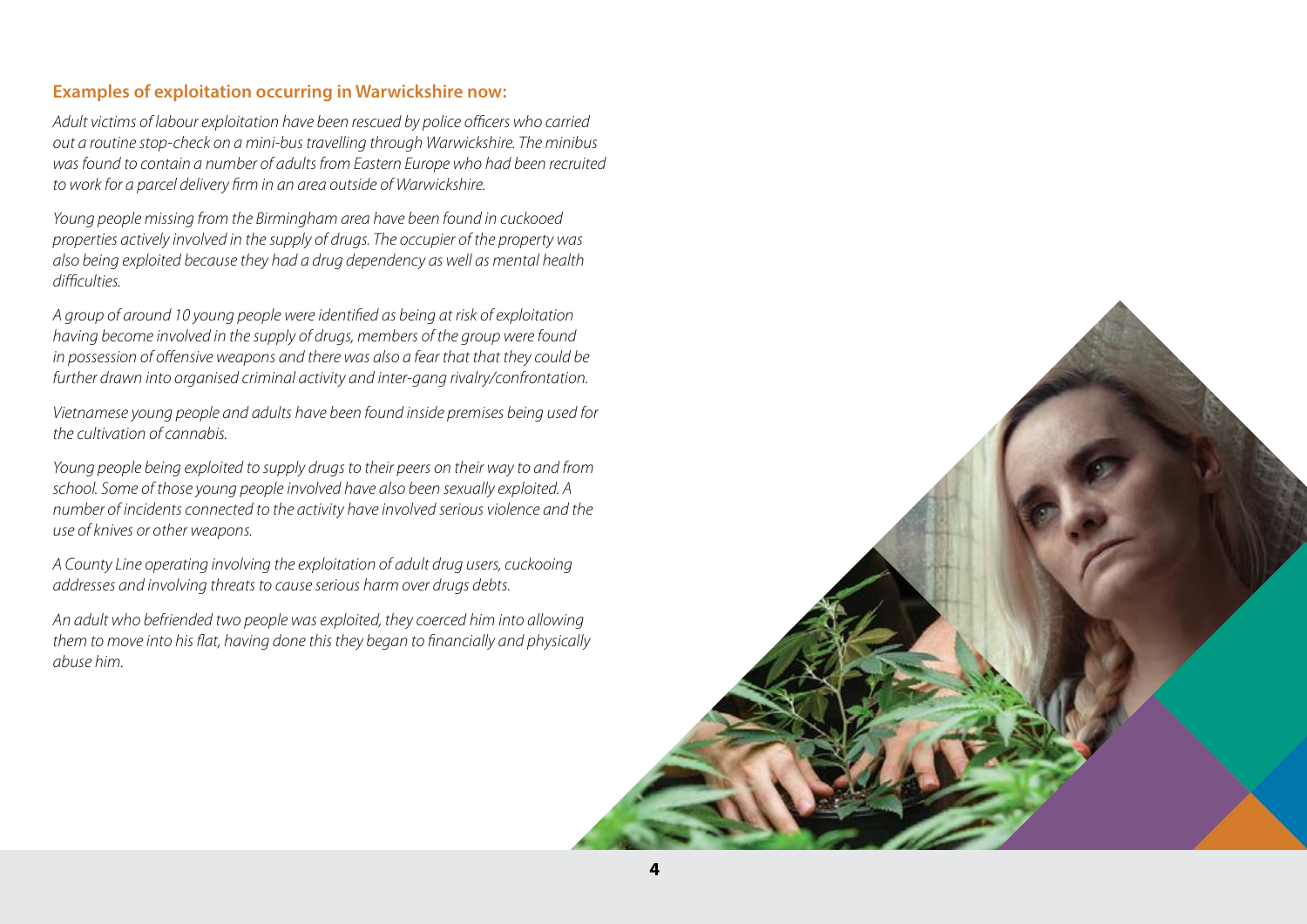### Examples of exploitation occurring in Warwickshire now:

*Adult victims of labour exploitation have been rescued by police officers who carried out a routine stop-check on a mini-bus travelling through Warwickshire. The minibus was found to contain a number of adults from Eastern Europe who had been recruited to work for a parcel delivery firm in an area outside of Warwickshire.*

*Young people missing from the Birmingham area have been found in cuckooed properties actively involved in the supply of drugs. The occupier of the property was also being exploited because they had a drug dependency as well as mental health difficulties.*

*A group of around 10 young people were identified as being at risk of exploitation having become involved in the supply of drugs, members of the group were found in possession of offensive weapons and there was also a fear that that they could be further drawn into organised criminal activity and inter-gang rivalry/confrontation.*

*Vietnamese young people and adults have been found inside premises being used for the cultivation of cannabis.*

*Young people being exploited to supply drugs to their peers on their way to and from school. Some of those young people involved have also been sexually exploited. A number of incidents connected to the activity have involved serious violence and the use of knives or other weapons.*

*A County Line operating involving the exploitation of adult drug users, cuckooing addresses and involving threats to cause serious harm over drugs debts.*

*An adult who befriended two people was exploited, they coerced him into allowing them to move into his flat, having done this they began to financially and physically abuse him.*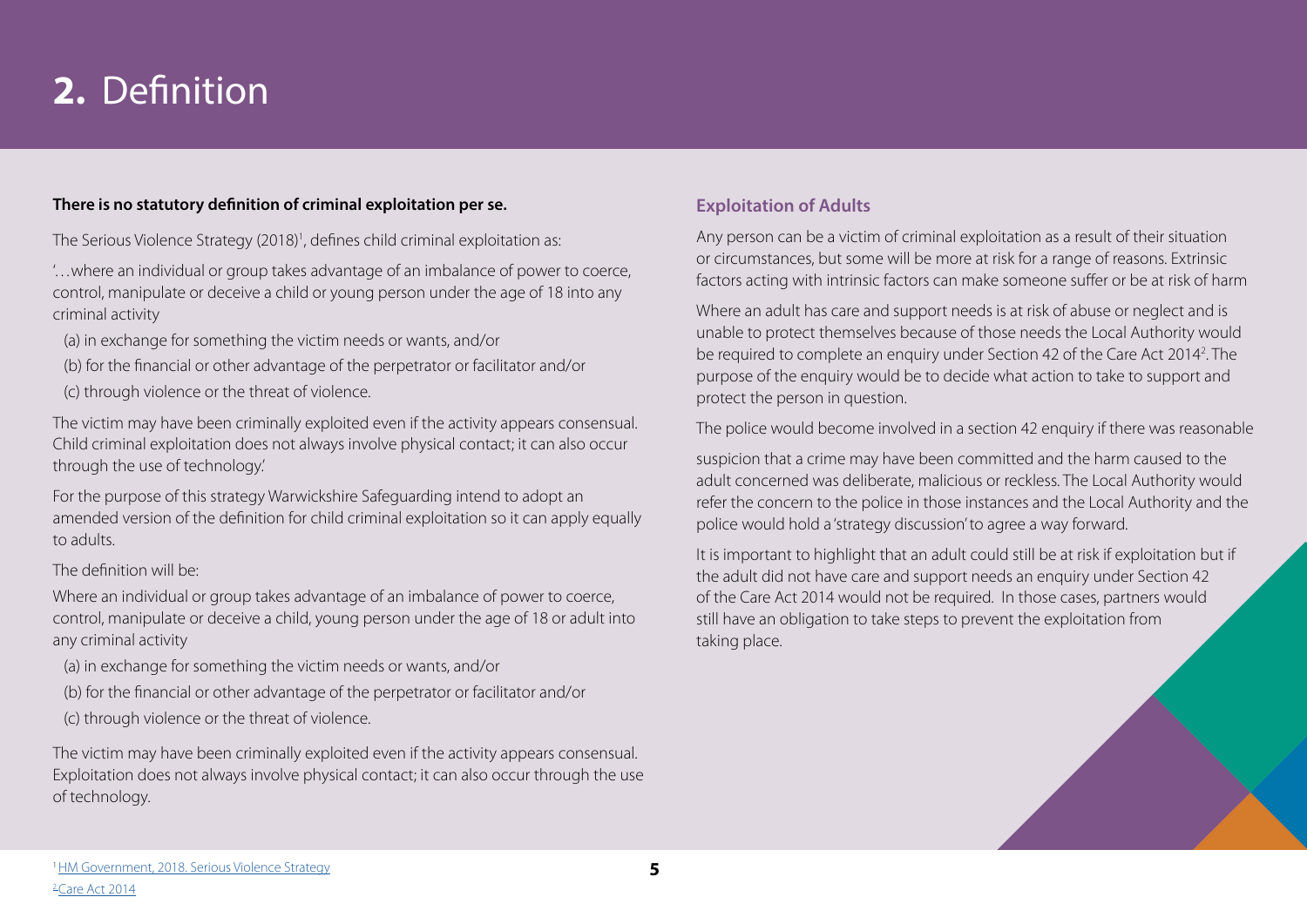# 2. Definition

**There is no statutory definition of criminal exploitation per se.**

The Serious Violence Strategy (2018)[1], defines child criminal exploitation as:

'…where an individual or group takes advantage of an imbalance of power to coerce, control, manipulate or deceive a child or young person under the age of 18 into any criminal activity

(a) in exchange for something the victim needs or wants, and/or

(b) for the financial or other advantage of the perpetrator or facilitator and/or

(c) through violence or the threat of violence.

The victim may have been criminally exploited even if the activity appears consensual. Child criminal exploitation does not always involve physical contact; it can also occur through the use of technology.'

For the purpose of this strategy Warwickshire Safeguarding intend to adopt an amended version of the definition for child criminal exploitation so it can apply equally to adults.

The definition will be:

Where an individual or group takes advantage of an imbalance of power to coerce, control, manipulate or deceive a child, young person under the age of 18 or adult into any criminal activity

(a) in exchange for something the victim needs or wants, and/or

(b) for the financial or other advantage of the perpetrator or facilitator and/or

(c) through violence or the threat of violence.

The victim may have been criminally exploited even if the activity appears consensual. Exploitation does not always involve physical contact; it can also occur through the use of technology.

### Exploitation of Adults

Any person can be a victim of criminal exploitation as a result of their situation or circumstances, but some will be more at risk for a range of reasons. Extrinsic factors acting with intrinsic factors can make someone suffer or be at risk of harm

Where an adult has care and support needs is at risk of abuse or neglect and is unable to protect themselves because of those needs the Local Authority would be required to complete an enquiry under Section 42 of the Care Act 2014[2]. The purpose of the enquiry would be to decide what action to take to support and protect the person in question.

The police would become involved in a section 42 enquiry if there was reasonable suspicion that a crime may have been committed and the harm caused to the adult concerned was deliberate, malicious or reckless. The Local Authority would refer the concern to the police in those instances and the Local Authority and the police would hold a 'strategy discussion' to agree a way forward.

It is important to highlight that an adult could still be at risk if exploitation but if the adult did not have care and support needs an enquiry under Section 42 of the Care Act 2014 would not be required. In those cases, partners would still have an obligation to take steps to prevent the exploitation from taking place.

[1] HM Government, 2018. Serious Violence Strategy

[2] Care Act 2014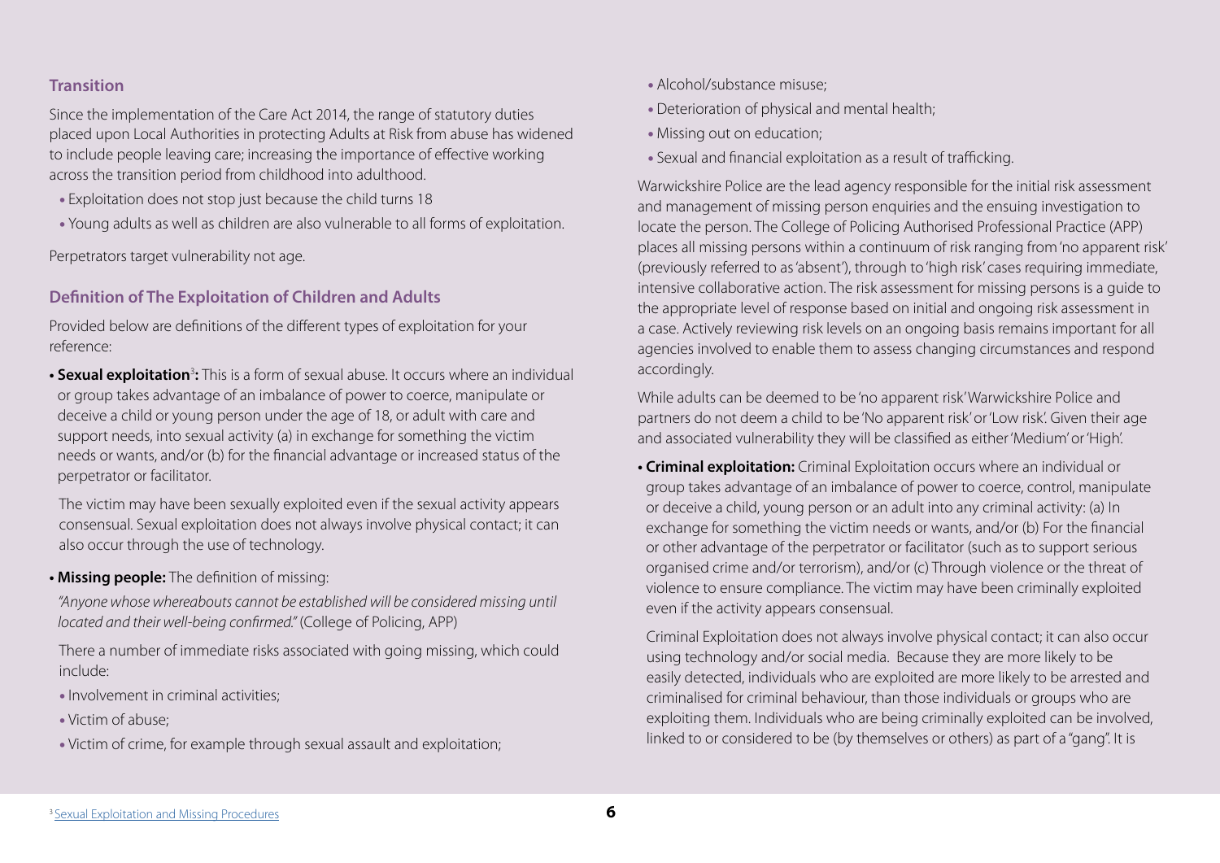## Transition

Since the implementation of the Care Act 2014, the range of statutory duties placed upon Local Authorities in protecting Adults at Risk from abuse has widened to include people leaving care; increasing the importance of effective working across the transition period from childhood into adulthood.

- Exploitation does not stop just because the child turns 18
- Young adults as well as children are also vulnerable to all forms of exploitation.

Perpetrators target vulnerability not age.

## Definition of The Exploitation of Children and Adults

Provided below are definitions of the different types of exploitation for your reference:

- **Sexual exploitation**[3]**:** This is a form of sexual abuse. It occurs where an individual or group takes advantage of an imbalance of power to coerce, manipulate or deceive a child or young person under the age of 18, or adult with care and support needs, into sexual activity (a) in exchange for something the victim needs or wants, and/or (b) for the financial advantage or increased status of the perpetrator or facilitator.

  The victim may have been sexually exploited even if the sexual activity appears consensual. Sexual exploitation does not always involve physical contact; it can also occur through the use of technology.

- **Missing people:** The definition of missing:

  *"Anyone whose whereabouts cannot be established will be considered missing until located and their well-being confirmed."* (College of Policing, APP)

  There a number of immediate risks associated with going missing, which could include:

  - Involvement in criminal activities;
  - Victim of abuse;
  - Victim of crime, for example through sexual assault and exploitation;
  - Alcohol/substance misuse;
  - Deterioration of physical and mental health;
  - Missing out on education;
  - Sexual and financial exploitation as a result of trafficking.

Warwickshire Police are the lead agency responsible for the initial risk assessment and management of missing person enquiries and the ensuing investigation to locate the person. The College of Policing Authorised Professional Practice (APP) places all missing persons within a continuum of risk ranging from 'no apparent risk' (previously referred to as 'absent'), through to 'high risk' cases requiring immediate, intensive collaborative action. The risk assessment for missing persons is a guide to the appropriate level of response based on initial and ongoing risk assessment in a case. Actively reviewing risk levels on an ongoing basis remains important for all agencies involved to enable them to assess changing circumstances and respond accordingly.

While adults can be deemed to be 'no apparent risk' Warwickshire Police and partners do not deem a child to be 'No apparent risk' or 'Low risk'. Given their age and associated vulnerability they will be classified as either 'Medium' or 'High'.

- **Criminal exploitation:** Criminal Exploitation occurs where an individual or group takes advantage of an imbalance of power to coerce, control, manipulate or deceive a child, young person or an adult into any criminal activity: (a) In exchange for something the victim needs or wants, and/or (b) For the financial or other advantage of the perpetrator or facilitator (such as to support serious organised crime and/or terrorism), and/or (c) Through violence or the threat of violence to ensure compliance. The victim may have been criminally exploited even if the activity appears consensual.

  Criminal Exploitation does not always involve physical contact; it can also occur using technology and/or social media. Because they are more likely to be easily detected, individuals who are exploited are more likely to be arrested and criminalised for criminal behaviour, than those individuals or groups who are exploiting them. Individuals who are being criminally exploited can be involved, linked to or considered to be (by themselves or others) as part of a "gang". It is

[3] Sexual Exploitation and Missing Procedures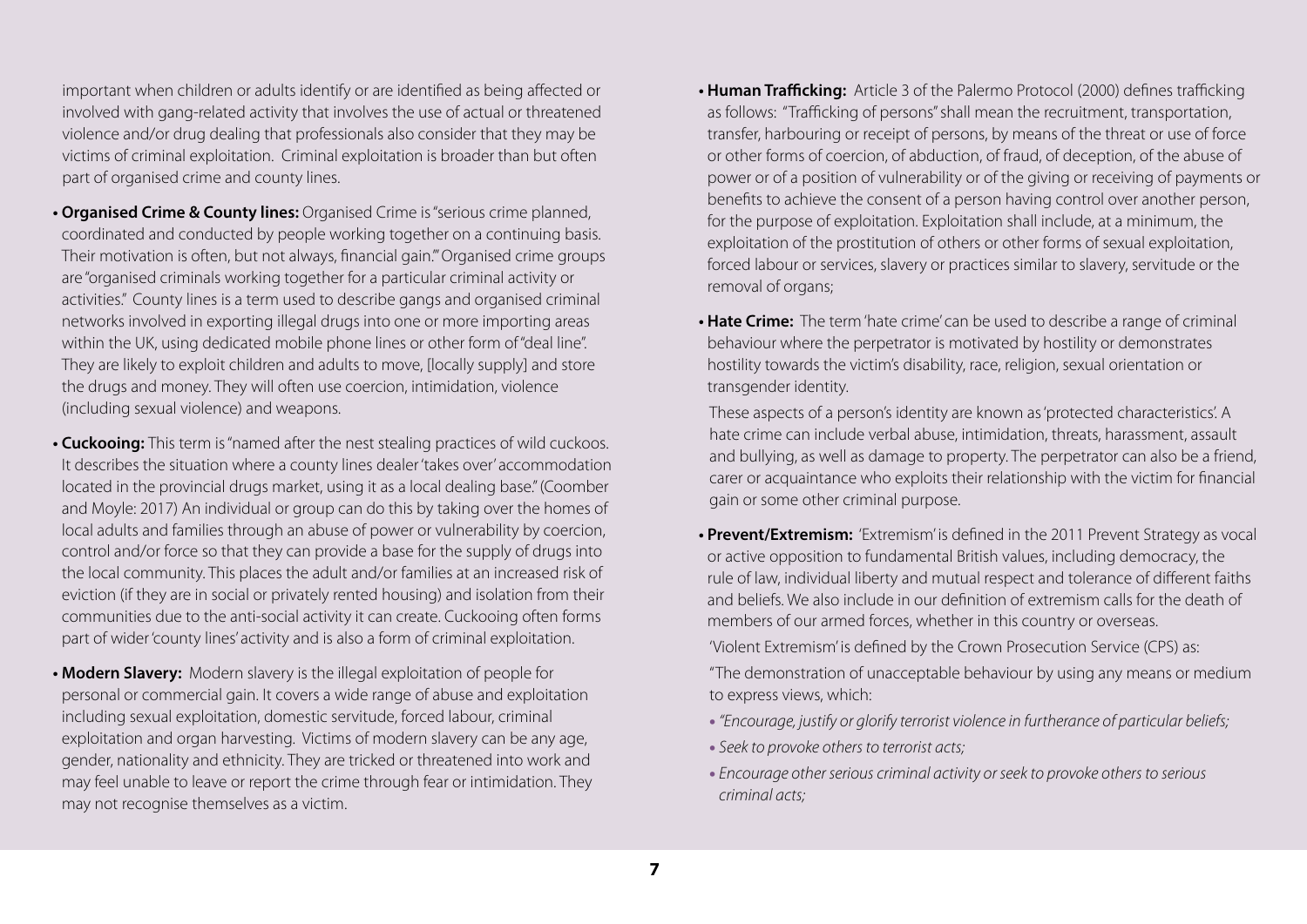important when children or adults identify or are identified as being affected or involved with gang-related activity that involves the use of actual or threatened violence and/or drug dealing that professionals also consider that they may be victims of criminal exploitation. Criminal exploitation is broader than but often part of organised crime and county lines.

- **Organised Crime & County lines:** Organised Crime is "serious crime planned, coordinated and conducted by people working together on a continuing basis. Their motivation is often, but not always, financial gain."' Organised crime groups are "organised criminals working together for a particular criminal activity or activities." County lines is a term used to describe gangs and organised criminal networks involved in exporting illegal drugs into one or more importing areas within the UK, using dedicated mobile phone lines or other form of "deal line". They are likely to exploit children and adults to move, [locally supply] and store the drugs and money. They will often use coercion, intimidation, violence (including sexual violence) and weapons.

- **Cuckooing:** This term is "named after the nest stealing practices of wild cuckoos. It describes the situation where a county lines dealer 'takes over' accommodation located in the provincial drugs market, using it as a local dealing base." (Coomber and Moyle: 2017) An individual or group can do this by taking over the homes of local adults and families through an abuse of power or vulnerability by coercion, control and/or force so that they can provide a base for the supply of drugs into the local community. This places the adult and/or families at an increased risk of eviction (if they are in social or privately rented housing) and isolation from their communities due to the anti-social activity it can create. Cuckooing often forms part of wider 'county lines' activity and is also a form of criminal exploitation.

- **Modern Slavery:** Modern slavery is the illegal exploitation of people for personal or commercial gain. It covers a wide range of abuse and exploitation including sexual exploitation, domestic servitude, forced labour, criminal exploitation and organ harvesting. Victims of modern slavery can be any age, gender, nationality and ethnicity. They are tricked or threatened into work and may feel unable to leave or report the crime through fear or intimidation. They may not recognise themselves as a victim.

- **Human Trafficking:** Article 3 of the Palermo Protocol (2000) defines trafficking as follows: "Trafficking of persons" shall mean the recruitment, transportation, transfer, harbouring or receipt of persons, by means of the threat or use of force or other forms of coercion, of abduction, of fraud, of deception, of the abuse of power or of a position of vulnerability or of the giving or receiving of payments or benefits to achieve the consent of a person having control over another person, for the purpose of exploitation. Exploitation shall include, at a minimum, the exploitation of the prostitution of others or other forms of sexual exploitation, forced labour or services, slavery or practices similar to slavery, servitude or the removal of organs;

- **Hate Crime:** The term 'hate crime' can be used to describe a range of criminal behaviour where the perpetrator is motivated by hostility or demonstrates hostility towards the victim's disability, race, religion, sexual orientation or transgender identity.

  These aspects of a person's identity are known as 'protected characteristics'. A hate crime can include verbal abuse, intimidation, threats, harassment, assault and bullying, as well as damage to property. The perpetrator can also be a friend, carer or acquaintance who exploits their relationship with the victim for financial gain or some other criminal purpose.

- **Prevent/Extremism:** 'Extremism' is defined in the 2011 Prevent Strategy as vocal or active opposition to fundamental British values, including democracy, the rule of law, individual liberty and mutual respect and tolerance of different faiths and beliefs. We also include in our definition of extremism calls for the death of members of our armed forces, whether in this country or overseas.

  'Violent Extremism' is defined by the Crown Prosecution Service (CPS) as:

  "The demonstration of unacceptable behaviour by using any means or medium to express views, which:

  - *"Encourage, justify or glorify terrorist violence in furtherance of particular beliefs;*
  - *Seek to provoke others to terrorist acts;*
  - *Encourage other serious criminal activity or seek to provoke others to serious criminal acts;*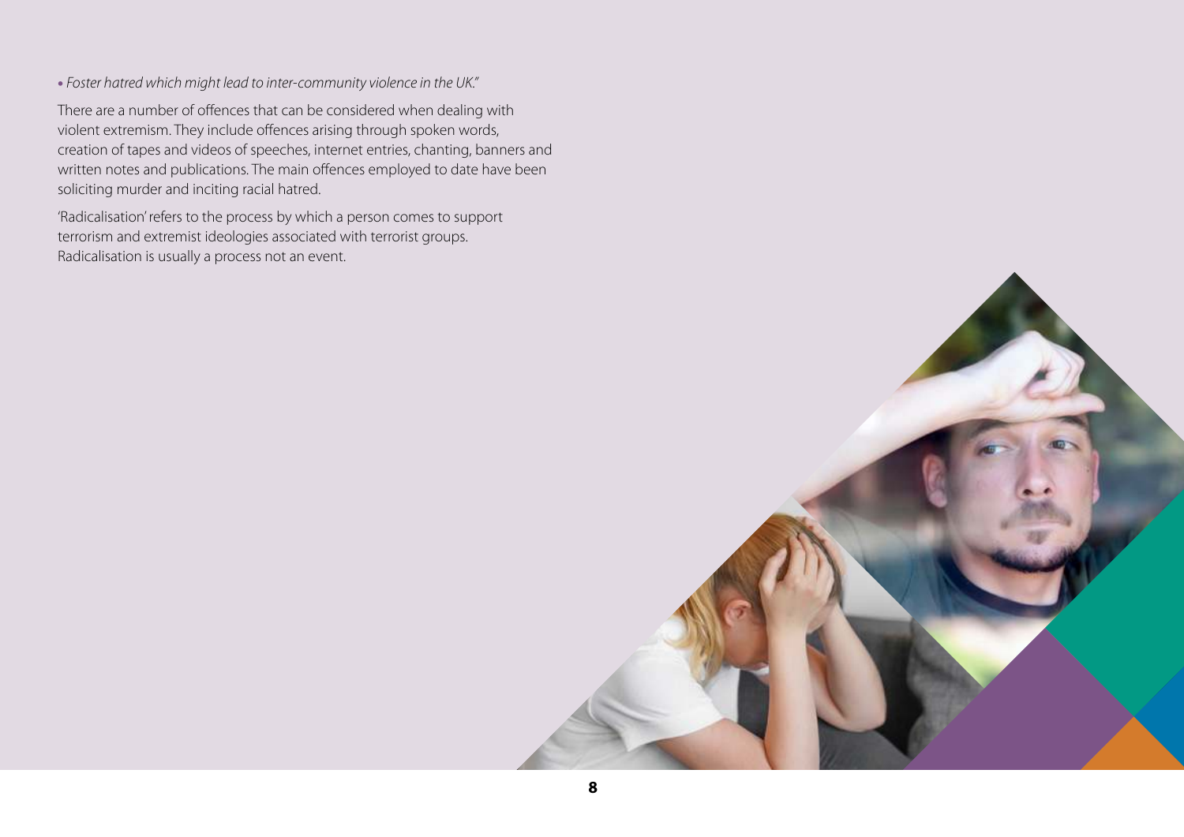- *Foster hatred which might lead to inter-community violence in the UK."*

There are a number of offences that can be considered when dealing with violent extremism. They include offences arising through spoken words, creation of tapes and videos of speeches, internet entries, chanting, banners and written notes and publications. The main offences employed to date have been soliciting murder and inciting racial hatred.

'Radicalisation' refers to the process by which a person comes to support terrorism and extremist ideologies associated with terrorist groups. Radicalisation is usually a process not an event.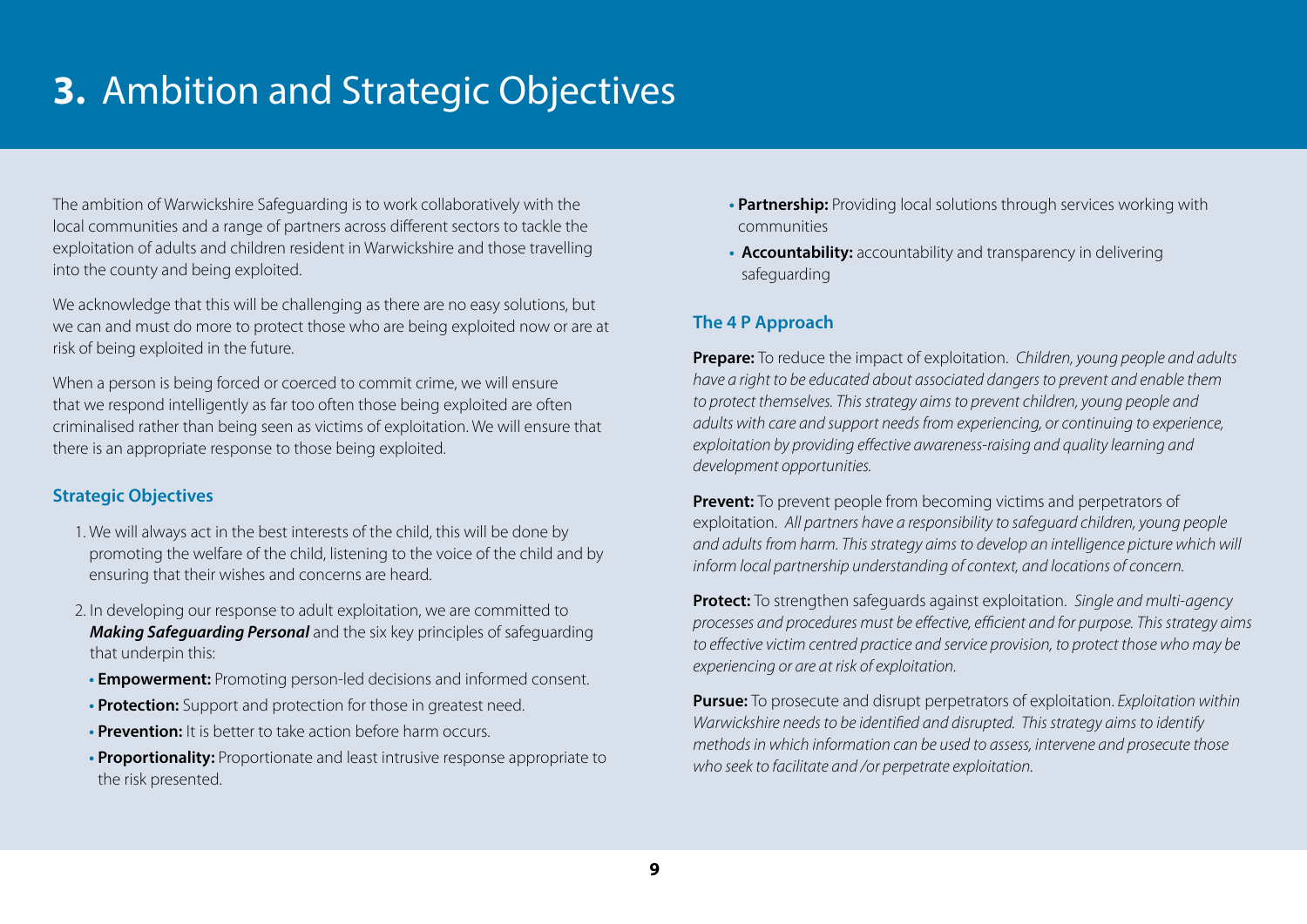# **3.** Ambition and Strategic Objectives

The ambition of Warwickshire Safeguarding is to work collaboratively with the local communities and a range of partners across different sectors to tackle the exploitation of adults and children resident in Warwickshire and those travelling into the county and being exploited.

We acknowledge that this will be challenging as there are no easy solutions, but we can and must do more to protect those who are being exploited now or are at risk of being exploited in the future.

When a person is being forced or coerced to commit crime, we will ensure that we respond intelligently as far too often those being exploited are often criminalised rather than being seen as victims of exploitation. We will ensure that there is an appropriate response to those being exploited.

## Strategic Objectives

1. We will always act in the best interests of the child, this will be done by promoting the welfare of the child, listening to the voice of the child and by ensuring that their wishes and concerns are heard.
2. In developing our response to adult exploitation, we are committed to ***Making Safeguarding Personal*** and the six key principles of safeguarding that underpin this:
   - **Empowerment:** Promoting person-led decisions and informed consent.
   - **Protection:** Support and protection for those in greatest need.
   - **Prevention:** It is better to take action before harm occurs.
   - **Proportionality:** Proportionate and least intrusive response appropriate to the risk presented.
   - **Partnership:** Providing local solutions through services working with communities
   - **Accountability:** accountability and transparency in delivering safeguarding

## The 4 P Approach

**Prepare:** To reduce the impact of exploitation. *Children, young people and adults have a right to be educated about associated dangers to prevent and enable them to protect themselves. This strategy aims to prevent children, young people and adults with care and support needs from experiencing, or continuing to experience, exploitation by providing effective awareness-raising and quality learning and development opportunities.*

**Prevent:** To prevent people from becoming victims and perpetrators of exploitation. *All partners have a responsibility to safeguard children, young people and adults from harm. This strategy aims to develop an intelligence picture which will inform local partnership understanding of context, and locations of concern.*

**Protect:** To strengthen safeguards against exploitation. *Single and multi-agency processes and procedures must be effective, efficient and for purpose. This strategy aims to effective victim centred practice and service provision, to protect those who may be experiencing or are at risk of exploitation.*

**Pursue:** To prosecute and disrupt perpetrators of exploitation. *Exploitation within Warwickshire needs to be identified and disrupted. This strategy aims to identify methods in which information can be used to assess, intervene and prosecute those who seek to facilitate and /or perpetrate exploitation.*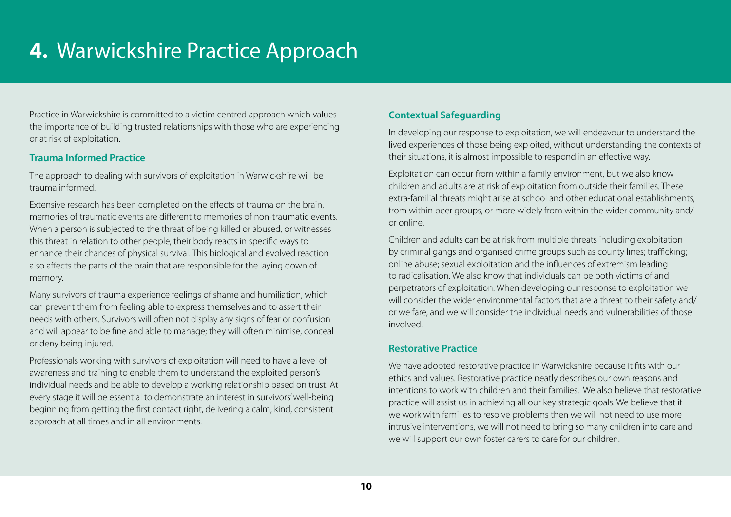# **4.** Warwickshire Practice Approach

Practice in Warwickshire is committed to a victim centred approach which values the importance of building trusted relationships with those who are experiencing or at risk of exploitation.

### Trauma Informed Practice

The approach to dealing with survivors of exploitation in Warwickshire will be trauma informed.

Extensive research has been completed on the effects of trauma on the brain, memories of traumatic events are different to memories of non-traumatic events. When a person is subjected to the threat of being killed or abused, or witnesses this threat in relation to other people, their body reacts in specific ways to enhance their chances of physical survival. This biological and evolved reaction also affects the parts of the brain that are responsible for the laying down of memory.

Many survivors of trauma experience feelings of shame and humiliation, which can prevent them from feeling able to express themselves and to assert their needs with others. Survivors will often not display any signs of fear or confusion and will appear to be fine and able to manage; they will often minimise, conceal or deny being injured.

Professionals working with survivors of exploitation will need to have a level of awareness and training to enable them to understand the exploited person's individual needs and be able to develop a working relationship based on trust. At every stage it will be essential to demonstrate an interest in survivors' well-being beginning from getting the first contact right, delivering a calm, kind, consistent approach at all times and in all environments.

### Contextual Safeguarding

In developing our response to exploitation, we will endeavour to understand the lived experiences of those being exploited, without understanding the contexts of their situations, it is almost impossible to respond in an effective way.

Exploitation can occur from within a family environment, but we also know children and adults are at risk of exploitation from outside their families. These extra-familial threats might arise at school and other educational establishments, from within peer groups, or more widely from within the wider community and/or online.

Children and adults can be at risk from multiple threats including exploitation by criminal gangs and organised crime groups such as county lines; trafficking; online abuse; sexual exploitation and the influences of extremism leading to radicalisation. We also know that individuals can be both victims of and perpetrators of exploitation. When developing our response to exploitation we will consider the wider environmental factors that are a threat to their safety and/or welfare, and we will consider the individual needs and vulnerabilities of those involved.

### Restorative Practice

We have adopted restorative practice in Warwickshire because it fits with our ethics and values. Restorative practice neatly describes our own reasons and intentions to work with children and their families. We also believe that restorative practice will assist us in achieving all our key strategic goals. We believe that if we work with families to resolve problems then we will not need to use more intrusive interventions, we will not need to bring so many children into care and we will support our own foster carers to care for our children.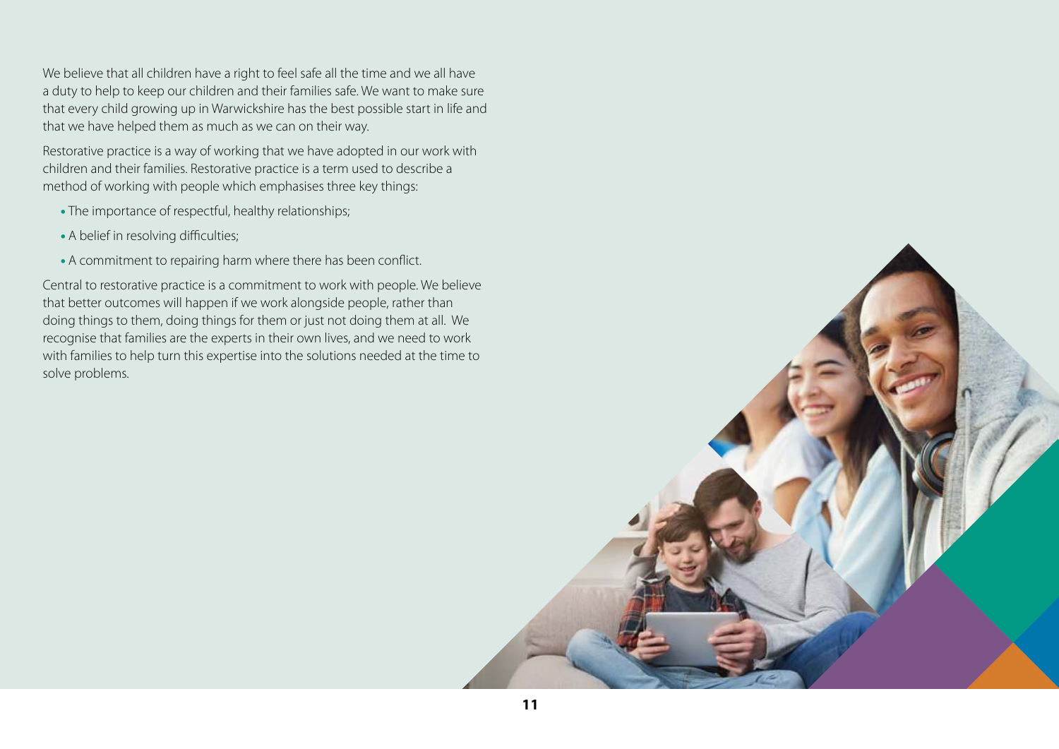We believe that all children have a right to feel safe all the time and we all have a duty to help to keep our children and their families safe. We want to make sure that every child growing up in Warwickshire has the best possible start in life and that we have helped them as much as we can on their way.

Restorative practice is a way of working that we have adopted in our work with children and their families. Restorative practice is a term used to describe a method of working with people which emphasises three key things:

- The importance of respectful, healthy relationships;
- A belief in resolving difficulties;
- A commitment to repairing harm where there has been conflict.

Central to restorative practice is a commitment to work with people. We believe that better outcomes will happen if we work alongside people, rather than doing things to them, doing things for them or just not doing them at all. We recognise that families are the experts in their own lives, and we need to work with families to help turn this expertise into the solutions needed at the time to solve problems.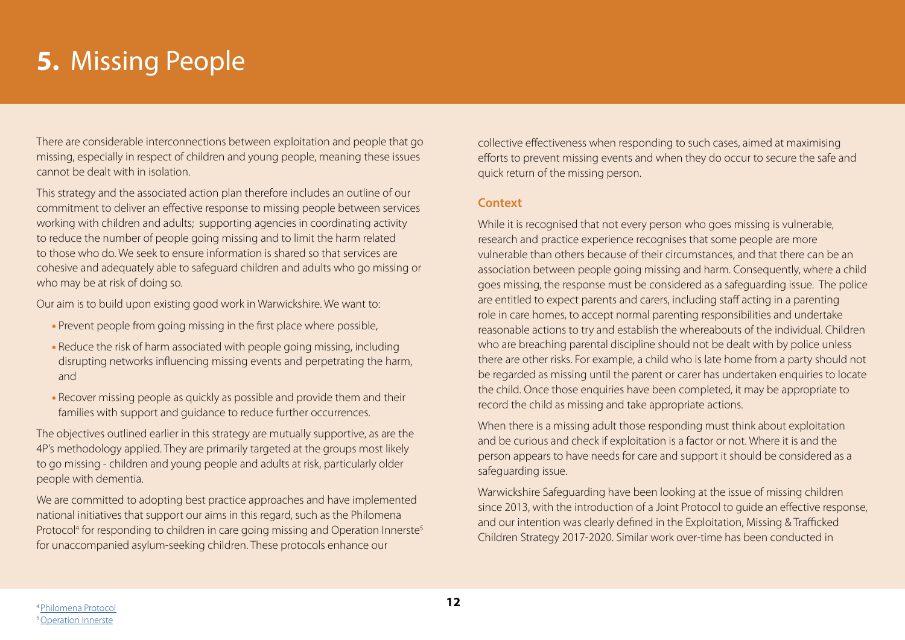# **5.** Missing People

There are considerable interconnections between exploitation and people that go missing, especially in respect of children and young people, meaning these issues cannot be dealt with in isolation.

This strategy and the associated action plan therefore includes an outline of our commitment to deliver an effective response to missing people between services working with children and adults; supporting agencies in coordinating activity to reduce the number of people going missing and to limit the harm related to those who do. We seek to ensure information is shared so that services are cohesive and adequately able to safeguard children and adults who go missing or who may be at risk of doing so.

Our aim is to build upon existing good work in Warwickshire. We want to:

- Prevent people from going missing in the first place where possible,
- Reduce the risk of harm associated with people going missing, including disrupting networks influencing missing events and perpetrating the harm, and
- Recover missing people as quickly as possible and provide them and their families with support and guidance to reduce further occurrences.

The objectives outlined earlier in this strategy are mutually supportive, as are the 4P's methodology applied. They are primarily targeted at the groups most likely to go missing - children and young people and adults at risk, particularly older people with dementia.

We are committed to adopting best practice approaches and have implemented national initiatives that support our aims in this regard, such as the Philomena Protocol[4] for responding to children in care going missing and Operation Innerste[5] for unaccompanied asylum-seeking children. These protocols enhance our collective effectiveness when responding to such cases, aimed at maximising efforts to prevent missing events and when they do occur to secure the safe and quick return of the missing person.

### Context

While it is recognised that not every person who goes missing is vulnerable, research and practice experience recognises that some people are more vulnerable than others because of their circumstances, and that there can be an association between people going missing and harm. Consequently, where a child goes missing, the response must be considered as a safeguarding issue. The police are entitled to expect parents and carers, including staff acting in a parenting role in care homes, to accept normal parenting responsibilities and undertake reasonable actions to try and establish the whereabouts of the individual. Children who are breaching parental discipline should not be dealt with by police unless there are other risks. For example, a child who is late home from a party should not be regarded as missing until the parent or carer has undertaken enquiries to locate the child. Once those enquiries have been completed, it may be appropriate to record the child as missing and take appropriate actions.

When there is a missing adult those responding must think about exploitation and be curious and check if exploitation is a factor or not. Where it is and the person appears to have needs for care and support it should be considered as a safeguarding issue.

Warwickshire Safeguarding have been looking at the issue of missing children since 2013, with the introduction of a Joint Protocol to guide an effective response, and our intention was clearly defined in the Exploitation, Missing & Trafficked Children Strategy 2017-2020. Similar work over-time has been conducted in

[4] Philomena Protocol
[5] Operation Innerste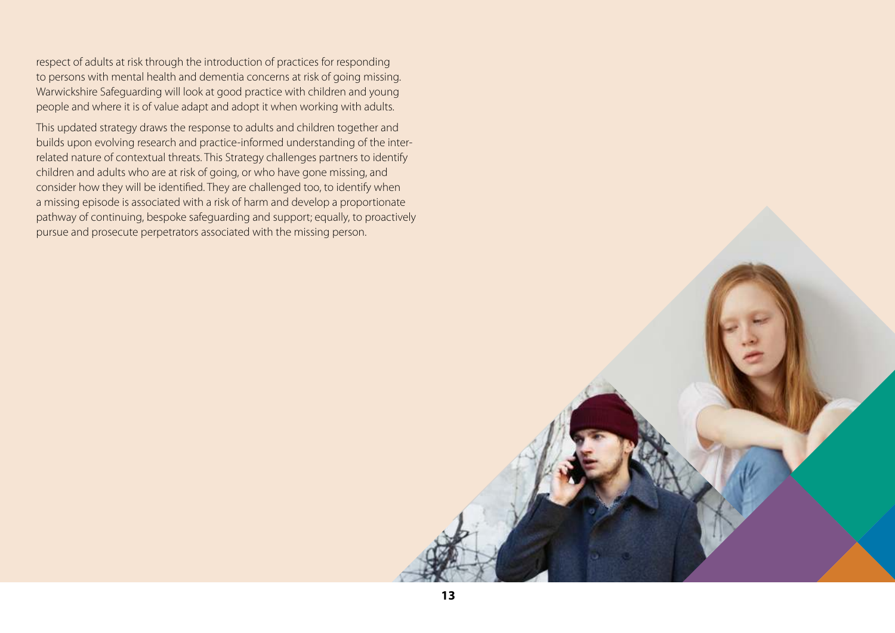respect of adults at risk through the introduction of practices for responding to persons with mental health and dementia concerns at risk of going missing. Warwickshire Safeguarding will look at good practice with children and young people and where it is of value adapt and adopt it when working with adults.

This updated strategy draws the response to adults and children together and builds upon evolving research and practice-informed understanding of the inter-related nature of contextual threats. This Strategy challenges partners to identify children and adults who are at risk of going, or who have gone missing, and consider how they will be identified. They are challenged too, to identify when a missing episode is associated with a risk of harm and develop a proportionate pathway of continuing, bespoke safeguarding and support; equally, to proactively pursue and prosecute perpetrators associated with the missing person.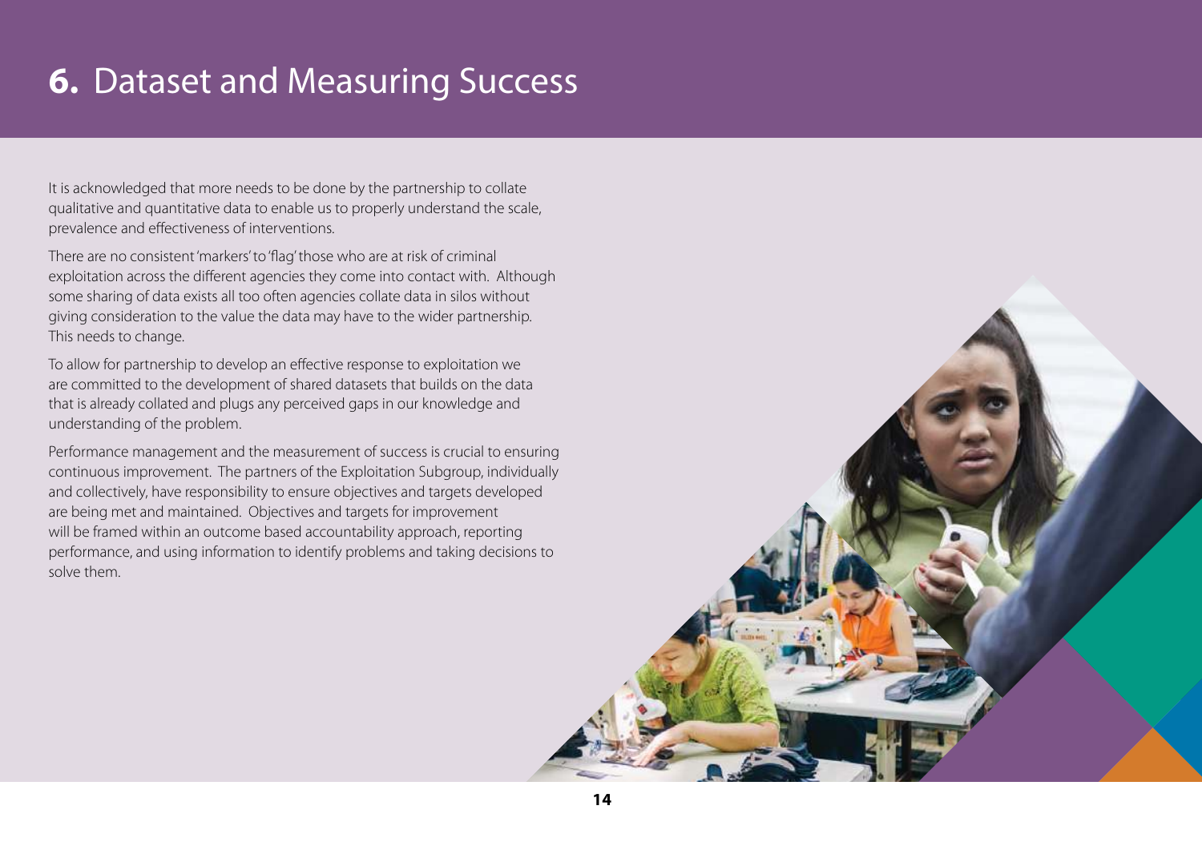# 6. Dataset and Measuring Success

It is acknowledged that more needs to be done by the partnership to collate qualitative and quantitative data to enable us to properly understand the scale, prevalence and effectiveness of interventions.

There are no consistent 'markers' to 'flag' those who are at risk of criminal exploitation across the different agencies they come into contact with. Although some sharing of data exists all too often agencies collate data in silos without giving consideration to the value the data may have to the wider partnership. This needs to change.

To allow for partnership to develop an effective response to exploitation we are committed to the development of shared datasets that builds on the data that is already collated and plugs any perceived gaps in our knowledge and understanding of the problem.

Performance management and the measurement of success is crucial to ensuring continuous improvement. The partners of the Exploitation Subgroup, individually and collectively, have responsibility to ensure objectives and targets developed are being met and maintained. Objectives and targets for improvement will be framed within an outcome based accountability approach, reporting performance, and using information to identify problems and taking decisions to solve them.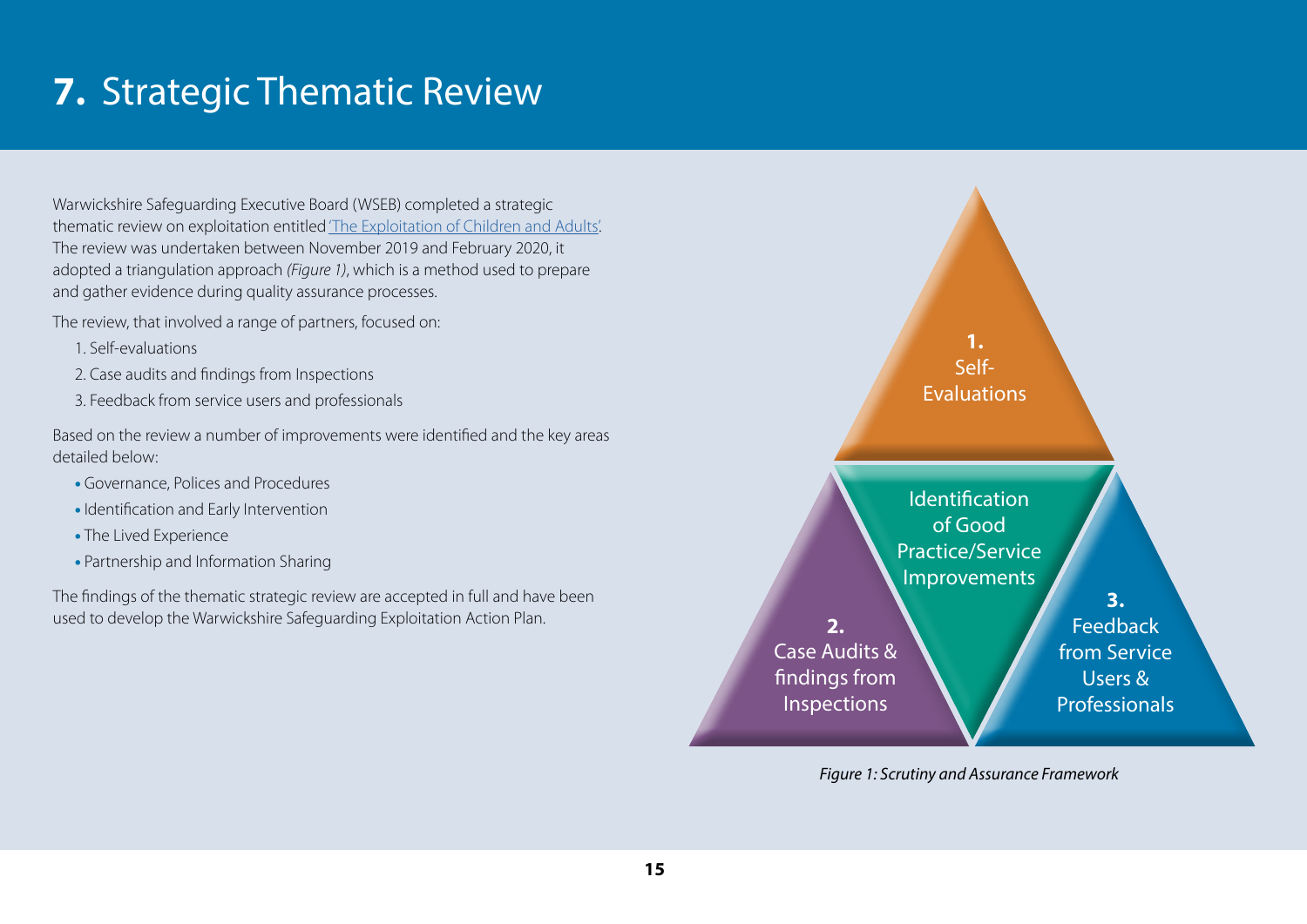# 7. Strategic Thematic Review

Warwickshire Safeguarding Executive Board (WSEB) completed a strategic thematic review on exploitation entitled 'The Exploitation of Children and Adults'. The review was undertaken between November 2019 and February 2020, it adopted a triangulation approach *(Figure 1)*, which is a method used to prepare and gather evidence during quality assurance processes.

The review, that involved a range of partners, focused on:

1. Self-evaluations
2. Case audits and findings from Inspections
3. Feedback from service users and professionals

Based on the review a number of improvements were identified and the key areas detailed below:

- Governance, Polices and Procedures
- Identification and Early Intervention
- The Lived Experience
- Partnership and Information Sharing

The findings of the thematic strategic review are accepted in full and have been used to develop the Warwickshire Safeguarding Exploitation Action Plan.

**1.** Self-Evaluations

Identification of Good Practice/Service Improvements

**2.** Case Audits & findings from Inspections

**3.** Feedback from Service Users & Professionals

*Figure 1: Scrutiny and Assurance Framework*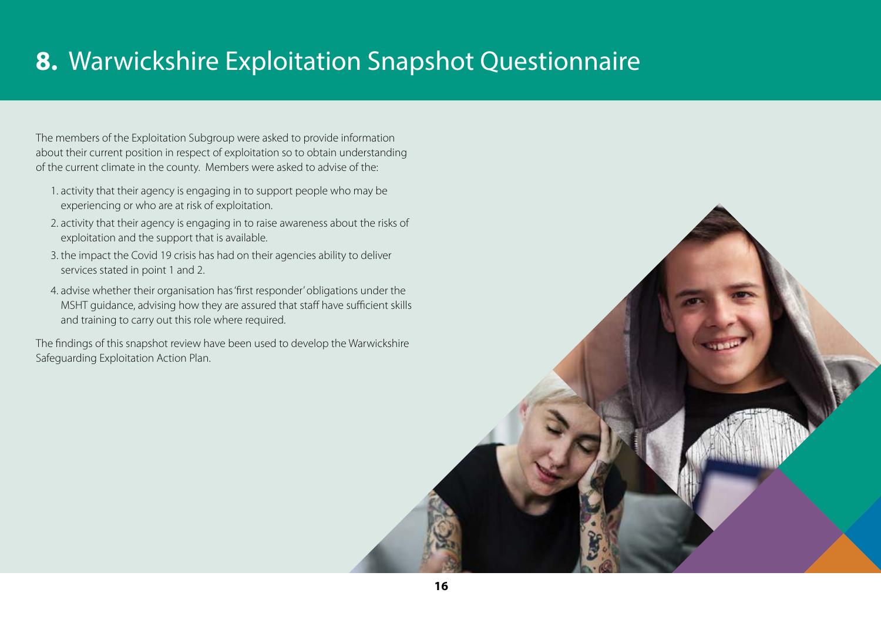# 8. Warwickshire Exploitation Snapshot Questionnaire

The members of the Exploitation Subgroup were asked to provide information about their current position in respect of exploitation so to obtain understanding of the current climate in the county. Members were asked to advise of the:

1. activity that their agency is engaging in to support people who may be experiencing or who are at risk of exploitation.
2. activity that their agency is engaging in to raise awareness about the risks of exploitation and the support that is available.
3. the impact the Covid 19 crisis has had on their agencies ability to deliver services stated in point 1 and 2.
4. advise whether their organisation has 'first responder' obligations under the MSHT guidance, advising how they are assured that staff have sufficient skills and training to carry out this role where required.

The findings of this snapshot review have been used to develop the Warwickshire Safeguarding Exploitation Action Plan.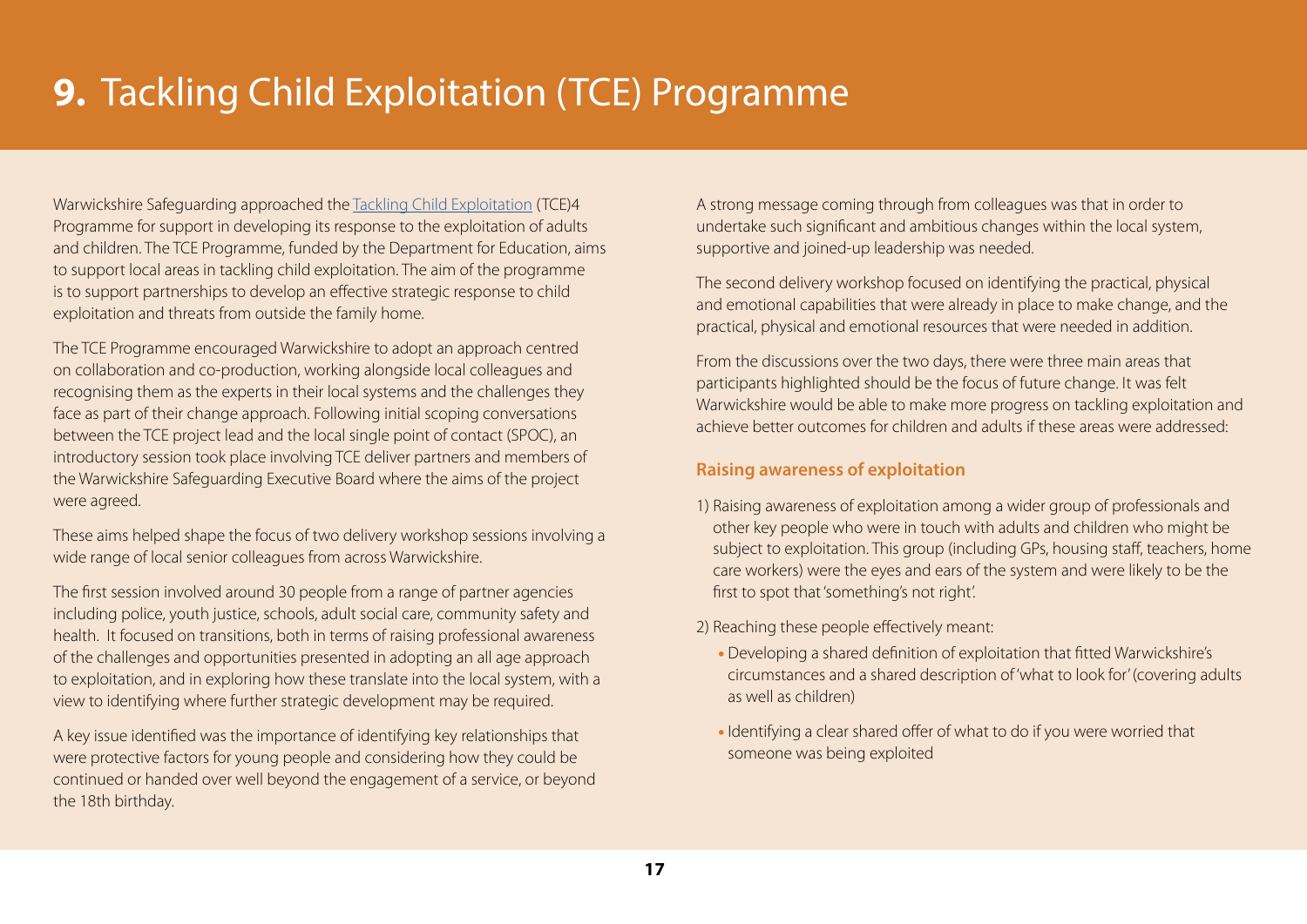# 9. Tackling Child Exploitation (TCE) Programme

Warwickshire Safeguarding approached the Tackling Child Exploitation (TCE)4 Programme for support in developing its response to the exploitation of adults and children. The TCE Programme, funded by the Department for Education, aims to support local areas in tackling child exploitation. The aim of the programme is to support partnerships to develop an effective strategic response to child exploitation and threats from outside the family home.

The TCE Programme encouraged Warwickshire to adopt an approach centred on collaboration and co-production, working alongside local colleagues and recognising them as the experts in their local systems and the challenges they face as part of their change approach. Following initial scoping conversations between the TCE project lead and the local single point of contact (SPOC), an introductory session took place involving TCE deliver partners and members of the Warwickshire Safeguarding Executive Board where the aims of the project were agreed.

These aims helped shape the focus of two delivery workshop sessions involving a wide range of local senior colleagues from across Warwickshire.

The first session involved around 30 people from a range of partner agencies including police, youth justice, schools, adult social care, community safety and health. It focused on transitions, both in terms of raising professional awareness of the challenges and opportunities presented in adopting an all age approach to exploitation, and in exploring how these translate into the local system, with a view to identifying where further strategic development may be required.

A key issue identified was the importance of identifying key relationships that were protective factors for young people and considering how they could be continued or handed over well beyond the engagement of a service, or beyond the 18th birthday.

A strong message coming through from colleagues was that in order to undertake such significant and ambitious changes within the local system, supportive and joined-up leadership was needed.

The second delivery workshop focused on identifying the practical, physical and emotional capabilities that were already in place to make change, and the practical, physical and emotional resources that were needed in addition.

From the discussions over the two days, there were three main areas that participants highlighted should be the focus of future change. It was felt Warwickshire would be able to make more progress on tackling exploitation and achieve better outcomes for children and adults if these areas were addressed:

### Raising awareness of exploitation

1) Raising awareness of exploitation among a wider group of professionals and other key people who were in touch with adults and children who might be subject to exploitation. This group (including GPs, housing staff, teachers, home care workers) were the eyes and ears of the system and were likely to be the first to spot that 'something's not right'.

2) Reaching these people effectively meant:
   - Developing a shared definition of exploitation that fitted Warwickshire's circumstances and a shared description of 'what to look for' (covering adults as well as children)
   - Identifying a clear shared offer of what to do if you were worried that someone was being exploited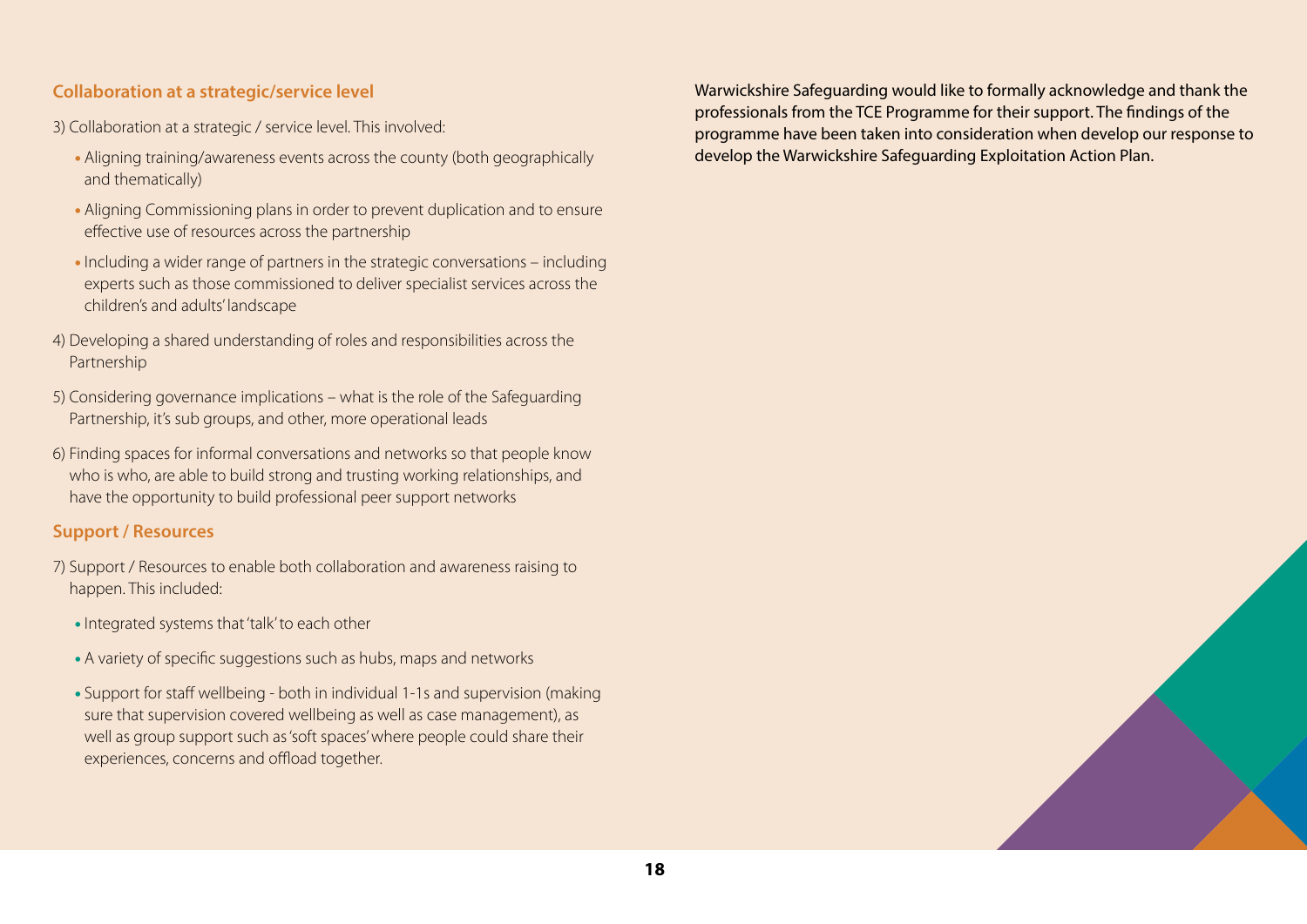### Collaboration at a strategic/service level

3) Collaboration at a strategic / service level. This involved:

- Aligning training/awareness events across the county (both geographically and thematically)
- Aligning Commissioning plans in order to prevent duplication and to ensure effective use of resources across the partnership
- Including a wider range of partners in the strategic conversations – including experts such as those commissioned to deliver specialist services across the children's and adults' landscape

4) Developing a shared understanding of roles and responsibilities across the Partnership

5) Considering governance implications – what is the role of the Safeguarding Partnership, it's sub groups, and other, more operational leads

6) Finding spaces for informal conversations and networks so that people know who is who, are able to build strong and trusting working relationships, and have the opportunity to build professional peer support networks

### Support / Resources

7) Support / Resources to enable both collaboration and awareness raising to happen. This included:

- Integrated systems that 'talk' to each other
- A variety of specific suggestions such as hubs, maps and networks
- Support for staff wellbeing - both in individual 1-1s and supervision (making sure that supervision covered wellbeing as well as case management), as well as group support such as 'soft spaces' where people could share their experiences, concerns and offload together.

**Warwickshire Safeguarding would like to formally acknowledge and thank the professionals from the TCE Programme for their support. The findings of the programme have been taken into consideration when develop our response to develop the Warwickshire Safeguarding Exploitation Action Plan.**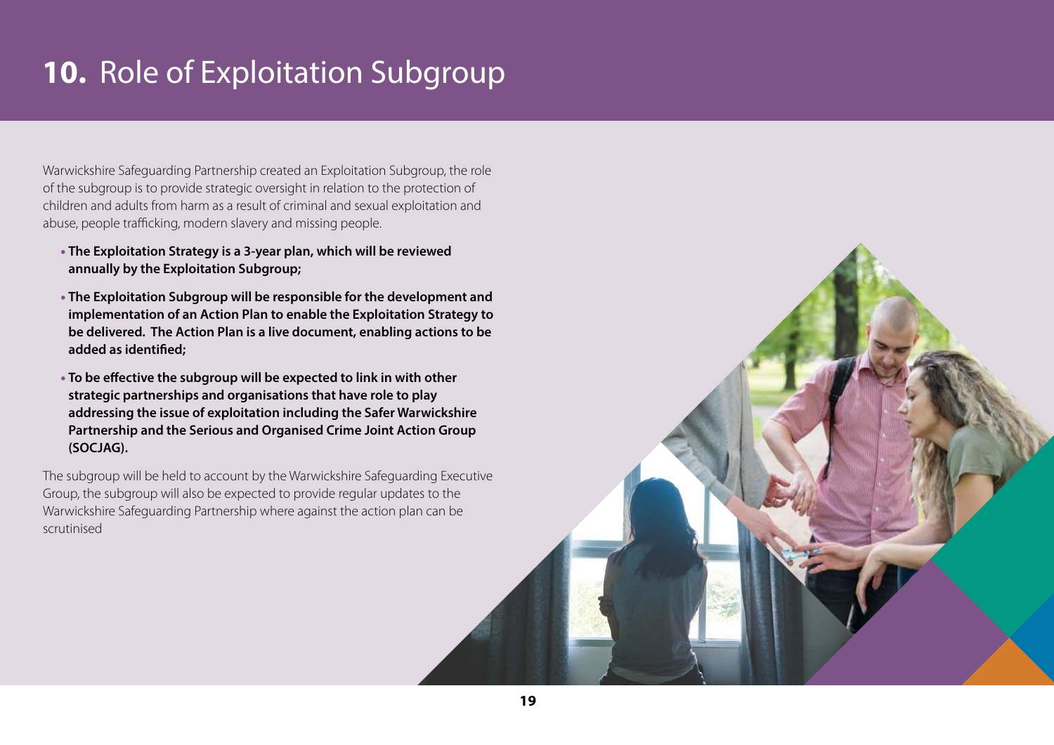# **10.** Role of Exploitation Subgroup

Warwickshire Safeguarding Partnership created an Exploitation Subgroup, the role of the subgroup is to provide strategic oversight in relation to the protection of children and adults from harm as a result of criminal and sexual exploitation and abuse, people trafficking, modern slavery and missing people.

- **The Exploitation Strategy is a 3-year plan, which will be reviewed annually by the Exploitation Subgroup;**
- **The Exploitation Subgroup will be responsible for the development and implementation of an Action Plan to enable the Exploitation Strategy to be delivered. The Action Plan is a live document, enabling actions to be added as identified;**
- **To be effective the subgroup will be expected to link in with other strategic partnerships and organisations that have role to play addressing the issue of exploitation including the Safer Warwickshire Partnership and the Serious and Organised Crime Joint Action Group (SOCJAG).**

The subgroup will be held to account by the Warwickshire Safeguarding Executive Group, the subgroup will also be expected to provide regular updates to the Warwickshire Safeguarding Partnership where against the action plan can be scrutinised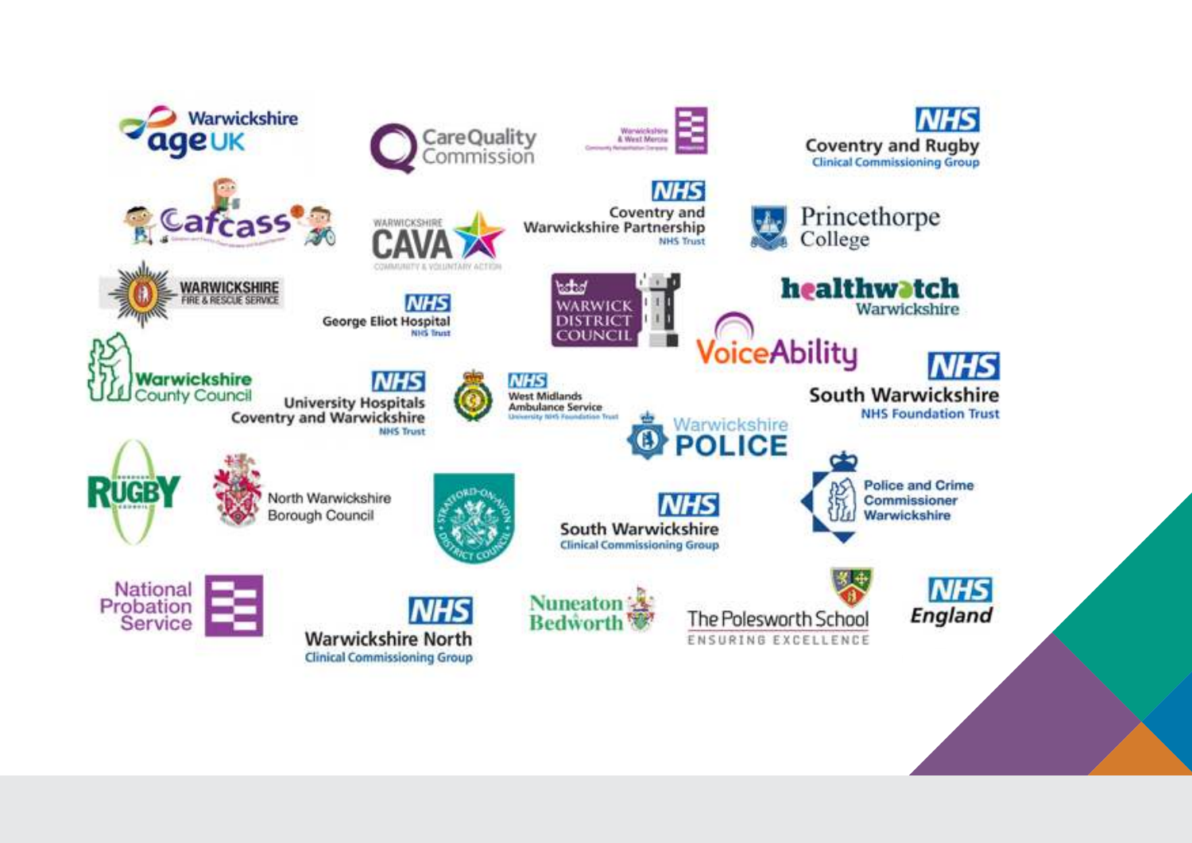Warwickshire ageUK

CareQuality Commission

Warwickshire & West Mercia Community Rehabilitation Company

NHS Coventry and Rugby Clinical Commissioning Group

Cafcass

Warwickshire CAVA Community & Voluntary Action

NHS Coventry and Warwickshire Partnership NHS Trust

Princethorpe College

Warwickshire Fire & Rescue Service

NHS George Eliot Hospital NHS Trust

Warwick District Council

healthwatch Warwickshire

VoiceAbility

Warwickshire County Council

NHS University Hospitals Coventry and Warwickshire NHS Trust

NHS West Midlands Ambulance Service University NHS Foundation Trust

NHS South Warwickshire NHS Foundation Trust

Warwickshire Police

Rugby Borough Council

North Warwickshire Borough Council

Stratford-on-Avon District Council

NHS South Warwickshire Clinical Commissioning Group

Police and Crime Commissioner Warwickshire

National Probation Service

NHS Warwickshire North Clinical Commissioning Group

Nuneaton Bedworth

The Polesworth School Ensuring Excellence

NHS England